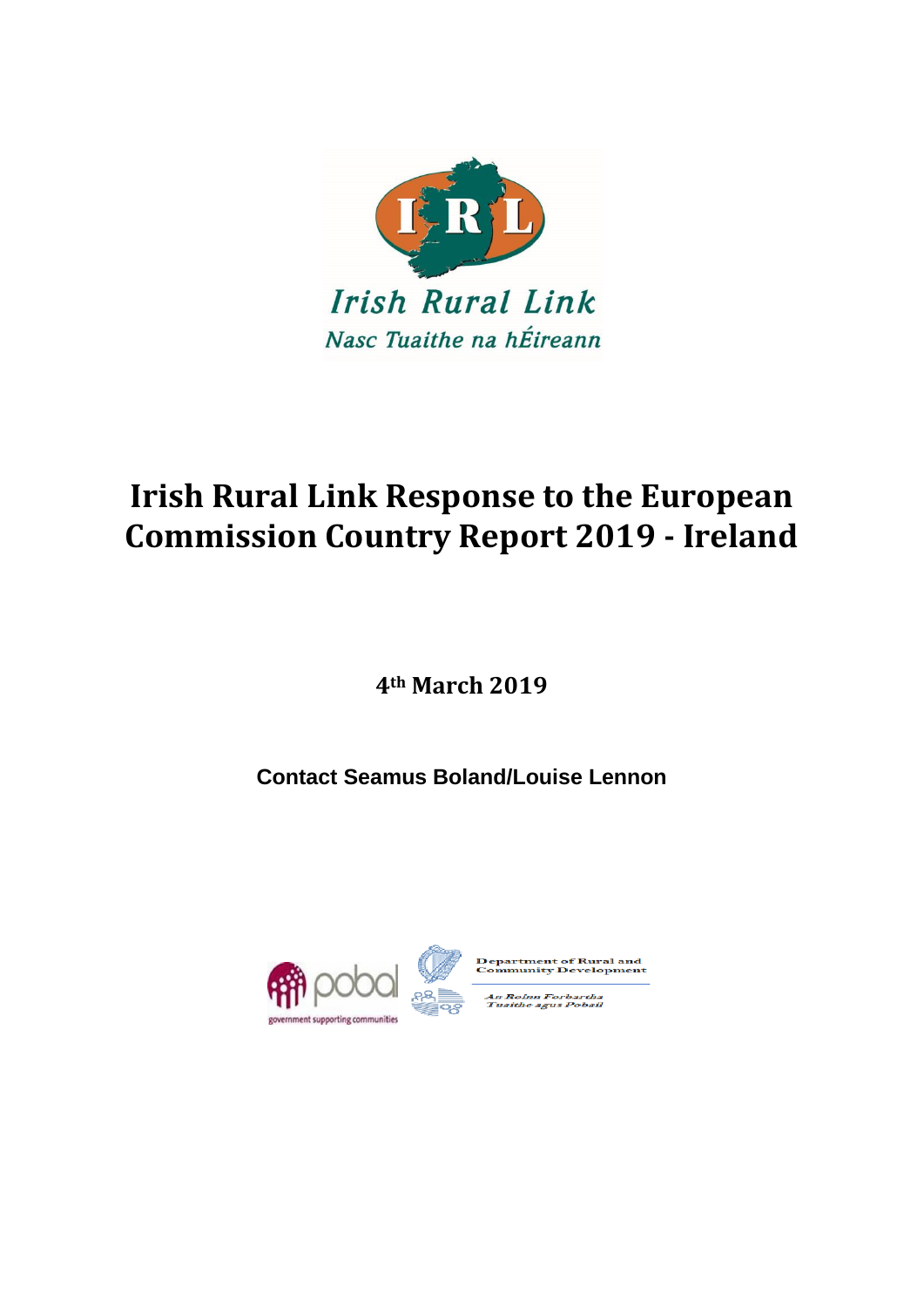Irish Rural Link

Nasc Tuaithe na hÉireann

# Irish Rural Link Response to the European Commission Country Report 2019 - Ireland

**4th March 2019**

**Contact Seamus Boland/Louise Lennon**

pobal

government supporting communities

Department of Rural and Community Development

An Roinn Forbartha Tuaithe agus Pobail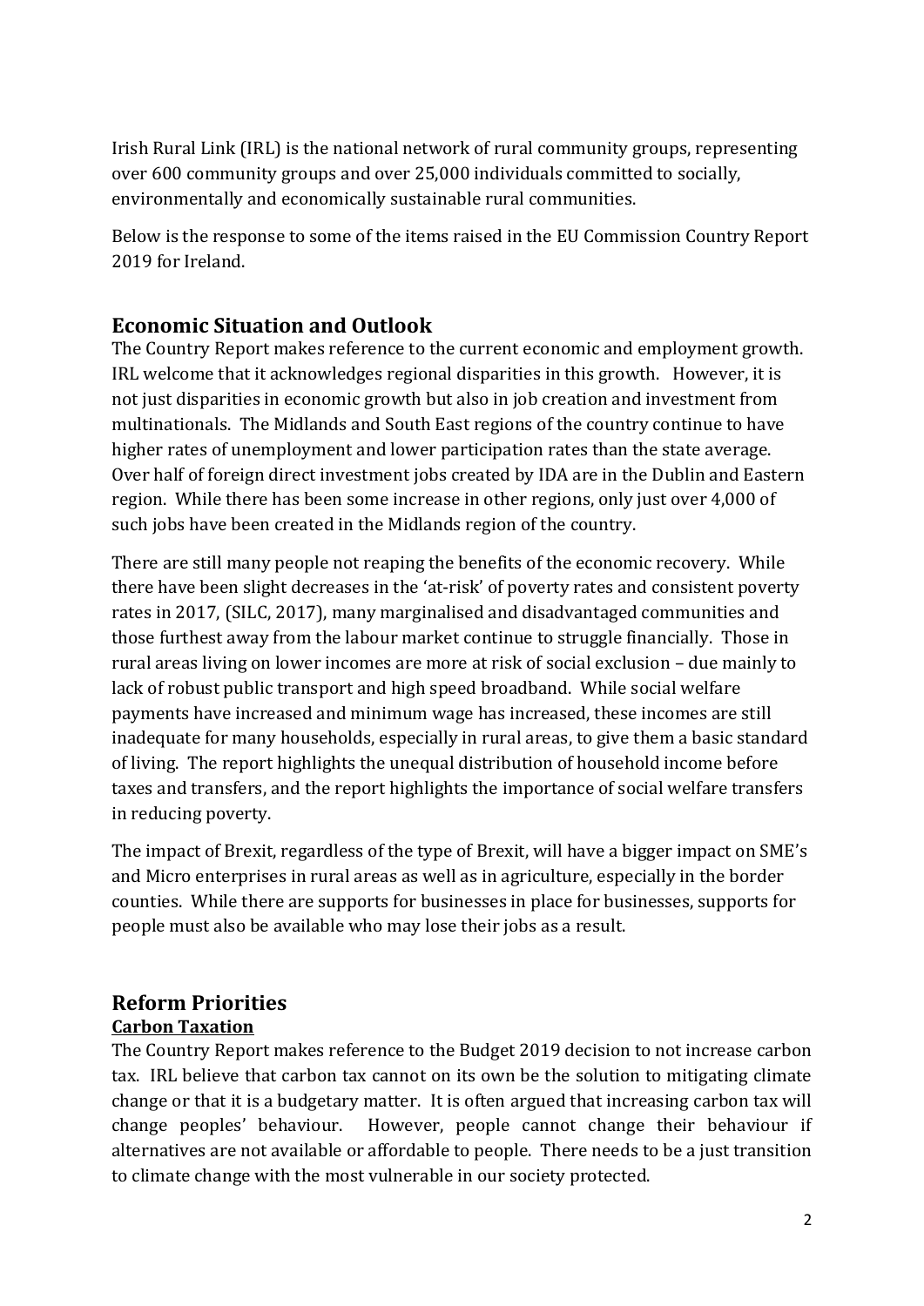Irish Rural Link (IRL) is the national network of rural community groups, representing over 600 community groups and over 25,000 individuals committed to socially, environmentally and economically sustainable rural communities.

Below is the response to some of the items raised in the EU Commission Country Report 2019 for Ireland.

## Economic Situation and Outlook

The Country Report makes reference to the current economic and employment growth. IRL welcome that it acknowledges regional disparities in this growth. However, it is not just disparities in economic growth but also in job creation and investment from multinationals. The Midlands and South East regions of the country continue to have higher rates of unemployment and lower participation rates than the state average. Over half of foreign direct investment jobs created by IDA are in the Dublin and Eastern region. While there has been some increase in other regions, only just over 4,000 of such jobs have been created in the Midlands region of the country.

There are still many people not reaping the benefits of the economic recovery. While there have been slight decreases in the 'at-risk' of poverty rates and consistent poverty rates in 2017, (SILC, 2017), many marginalised and disadvantaged communities and those furthest away from the labour market continue to struggle financially. Those in rural areas living on lower incomes are more at risk of social exclusion – due mainly to lack of robust public transport and high speed broadband. While social welfare payments have increased and minimum wage has increased, these incomes are still inadequate for many households, especially in rural areas, to give them a basic standard of living. The report highlights the unequal distribution of household income before taxes and transfers, and the report highlights the importance of social welfare transfers in reducing poverty.

The impact of Brexit, regardless of the type of Brexit, will have a bigger impact on SME's and Micro enterprises in rural areas as well as in agriculture, especially in the border counties. While there are supports for businesses in place for businesses, supports for people must also be available who may lose their jobs as a result.

## Reform Priorities

### Carbon Taxation

The Country Report makes reference to the Budget 2019 decision to not increase carbon tax. IRL believe that carbon tax cannot on its own be the solution to mitigating climate change or that it is a budgetary matter. It is often argued that increasing carbon tax will change peoples' behaviour. However, people cannot change their behaviour if alternatives are not available or affordable to people. There needs to be a just transition to climate change with the most vulnerable in our society protected.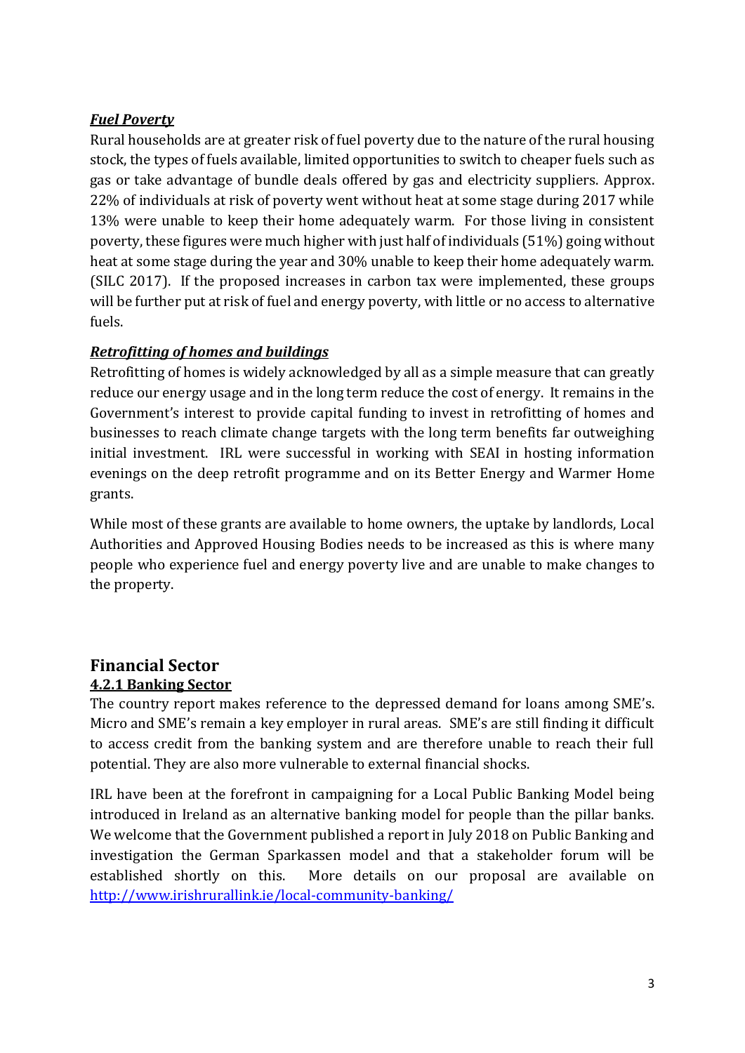***Fuel Poverty***

Rural households are at greater risk of fuel poverty due to the nature of the rural housing stock, the types of fuels available, limited opportunities to switch to cheaper fuels such as gas or take advantage of bundle deals offered by gas and electricity suppliers. Approx. 22% of individuals at risk of poverty went without heat at some stage during 2017 while 13% were unable to keep their home adequately warm. For those living in consistent poverty, these figures were much higher with just half of individuals (51%) going without heat at some stage during the year and 30% unable to keep their home adequately warm. (SILC 2017). If the proposed increases in carbon tax were implemented, these groups will be further put at risk of fuel and energy poverty, with little or no access to alternative fuels.

***Retrofitting of homes and buildings***

Retrofitting of homes is widely acknowledged by all as a simple measure that can greatly reduce our energy usage and in the long term reduce the cost of energy. It remains in the Government's interest to provide capital funding to invest in retrofitting of homes and businesses to reach climate change targets with the long term benefits far outweighing initial investment. IRL were successful in working with SEAI in hosting information evenings on the deep retrofit programme and on its Better Energy and Warmer Home grants.

While most of these grants are available to home owners, the uptake by landlords, Local Authorities and Approved Housing Bodies needs to be increased as this is where many people who experience fuel and energy poverty live and are unable to make changes to the property.

## Financial Sector

### 4.2.1 Banking Sector

The country report makes reference to the depressed demand for loans among SME's. Micro and SME's remain a key employer in rural areas. SME's are still finding it difficult to access credit from the banking system and are therefore unable to reach their full potential. They are also more vulnerable to external financial shocks.

IRL have been at the forefront in campaigning for a Local Public Banking Model being introduced in Ireland as an alternative banking model for people than the pillar banks. We welcome that the Government published a report in July 2018 on Public Banking and investigation the German Sparkassen model and that a stakeholder forum will be established shortly on this. More details on our proposal are available on [http://www.irishrurallink.ie/local-community-banking/](http://www.irishrurallink.ie/local-community-banking/)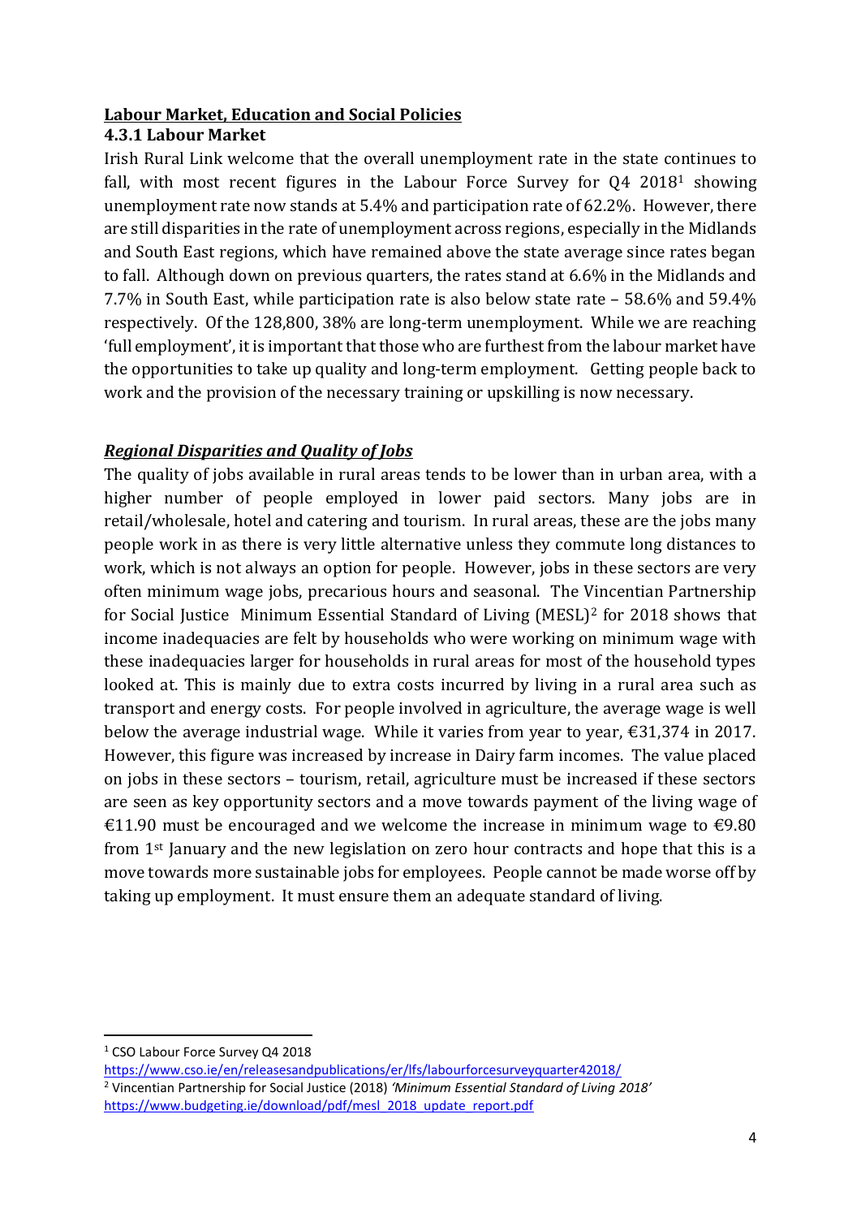## Labour Market, Education and Social Policies

### 4.3.1 Labour Market

Irish Rural Link welcome that the overall unemployment rate in the state continues to fall, with most recent figures in the Labour Force Survey for Q4 2018[1] showing unemployment rate now stands at 5.4% and participation rate of 62.2%. However, there are still disparities in the rate of unemployment across regions, especially in the Midlands and South East regions, which have remained above the state average since rates began to fall. Although down on previous quarters, the rates stand at 6.6% in the Midlands and 7.7% in South East, while participation rate is also below state rate – 58.6% and 59.4% respectively. Of the 128,800, 38% are long-term unemployment. While we are reaching 'full employment', it is important that those who are furthest from the labour market have the opportunities to take up quality and long-term employment. Getting people back to work and the provision of the necessary training or upskilling is now necessary.

#### ***Regional Disparities and Quality of Jobs***

The quality of jobs available in rural areas tends to be lower than in urban area, with a higher number of people employed in lower paid sectors. Many jobs are in retail/wholesale, hotel and catering and tourism. In rural areas, these are the jobs many people work in as there is very little alternative unless they commute long distances to work, which is not always an option for people. However, jobs in these sectors are very often minimum wage jobs, precarious hours and seasonal. The Vincentian Partnership for Social Justice Minimum Essential Standard of Living (MESL)[2] for 2018 shows that income inadequacies are felt by households who were working on minimum wage with these inadequacies larger for households in rural areas for most of the household types looked at. This is mainly due to extra costs incurred by living in a rural area such as transport and energy costs. For people involved in agriculture, the average wage is well below the average industrial wage. While it varies from year to year, €31,374 in 2017. However, this figure was increased by increase in Dairy farm incomes. The value placed on jobs in these sectors – tourism, retail, agriculture must be increased if these sectors are seen as key opportunity sectors and a move towards payment of the living wage of €11.90 must be encouraged and we welcome the increase in minimum wage to €9.80 from 1st January and the new legislation on zero hour contracts and hope that this is a move towards more sustainable jobs for employees. People cannot be made worse off by taking up employment. It must ensure them an adequate standard of living.

---

[1] CSO Labour Force Survey Q4 2018
https://www.cso.ie/en/releasesandpublications/er/lfs/labourforcesurveyquarter42018/

[2] Vincentian Partnership for Social Justice (2018) *'Minimum Essential Standard of Living 2018'*
https://www.budgeting.ie/download/pdf/mesl_2018_update_report.pdf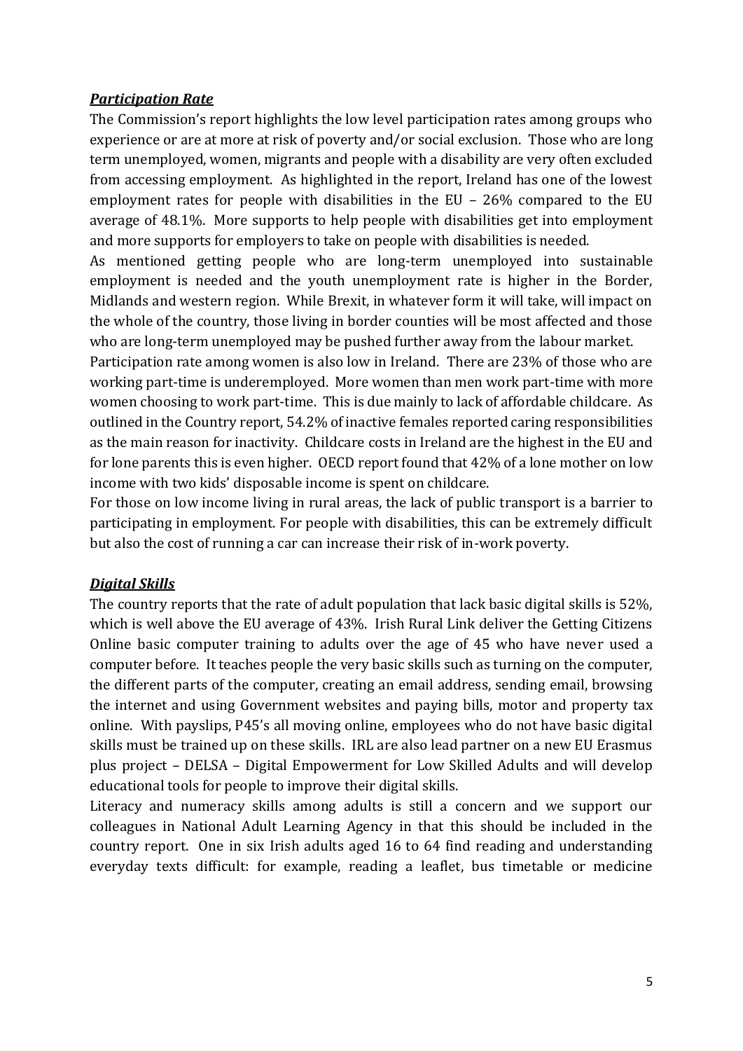## ***Participation Rate***

The Commission's report highlights the low level participation rates among groups who experience or are at more at risk of poverty and/or social exclusion. Those who are long term unemployed, women, migrants and people with a disability are very often excluded from accessing employment. As highlighted in the report, Ireland has one of the lowest employment rates for people with disabilities in the EU – 26% compared to the EU average of 48.1%. More supports to help people with disabilities get into employment and more supports for employers to take on people with disabilities is needed.

As mentioned getting people who are long-term unemployed into sustainable employment is needed and the youth unemployment rate is higher in the Border, Midlands and western region. While Brexit, in whatever form it will take, will impact on the whole of the country, those living in border counties will be most affected and those who are long-term unemployed may be pushed further away from the labour market.

Participation rate among women is also low in Ireland. There are 23% of those who are working part-time is underemployed. More women than men work part-time with more women choosing to work part-time. This is due mainly to lack of affordable childcare. As outlined in the Country report, 54.2% of inactive females reported caring responsibilities as the main reason for inactivity. Childcare costs in Ireland are the highest in the EU and for lone parents this is even higher. OECD report found that 42% of a lone mother on low income with two kids' disposable income is spent on childcare.

For those on low income living in rural areas, the lack of public transport is a barrier to participating in employment. For people with disabilities, this can be extremely difficult but also the cost of running a car can increase their risk of in-work poverty.

## ***Digital Skills***

The country reports that the rate of adult population that lack basic digital skills is 52%, which is well above the EU average of 43%. Irish Rural Link deliver the Getting Citizens Online basic computer training to adults over the age of 45 who have never used a computer before. It teaches people the very basic skills such as turning on the computer, the different parts of the computer, creating an email address, sending email, browsing the internet and using Government websites and paying bills, motor and property tax online. With payslips, P45's all moving online, employees who do not have basic digital skills must be trained up on these skills. IRL are also lead partner on a new EU Erasmus plus project – DELSA – Digital Empowerment for Low Skilled Adults and will develop educational tools for people to improve their digital skills.

Literacy and numeracy skills among adults is still a concern and we support our colleagues in National Adult Learning Agency in that this should be included in the country report. One in six Irish adults aged 16 to 64 find reading and understanding everyday texts difficult: for example, reading a leaflet, bus timetable or medicine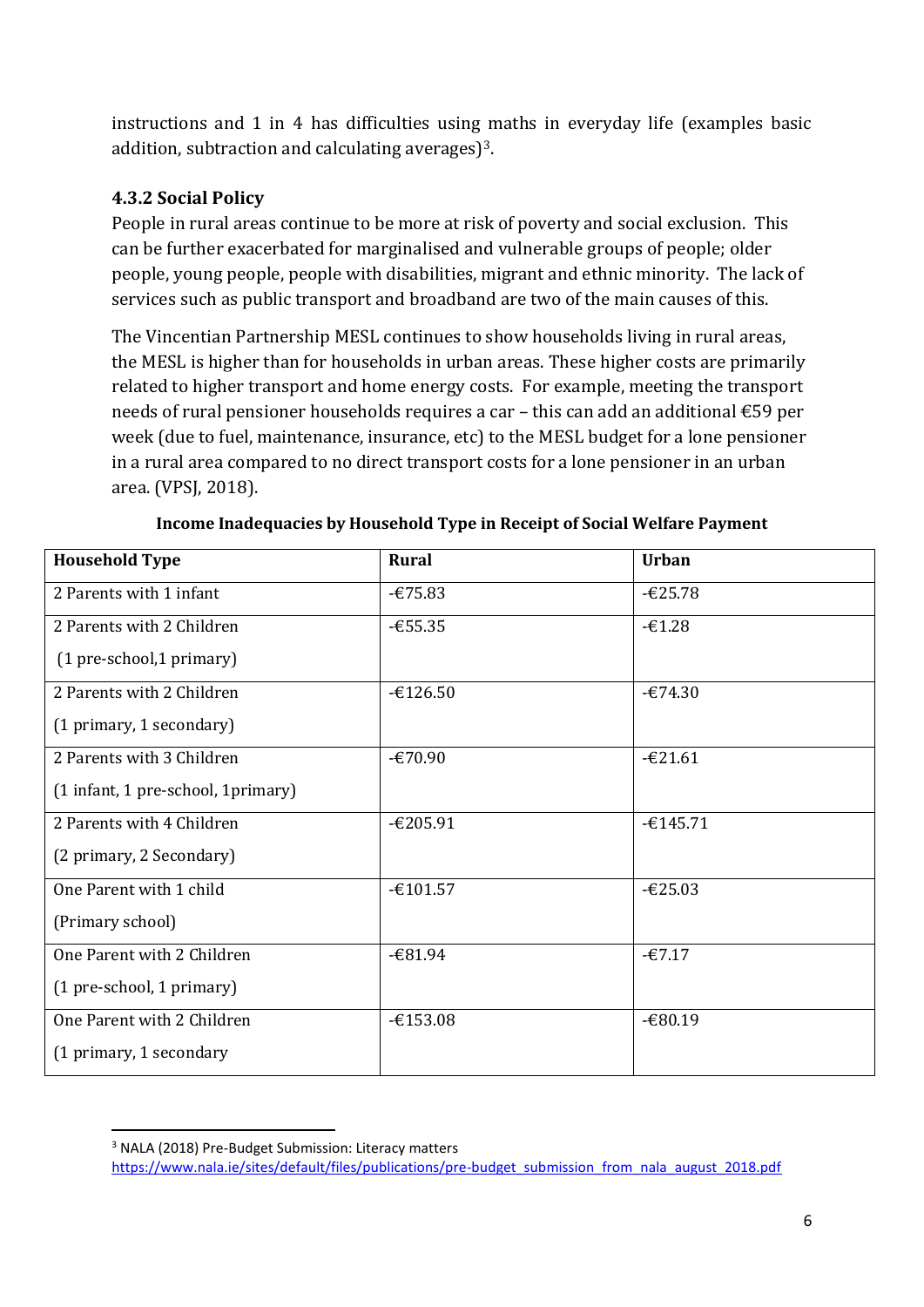instructions and 1 in 4 has difficulties using maths in everyday life (examples basic addition, subtraction and calculating averages)[3].

### 4.3.2 Social Policy

People in rural areas continue to be more at risk of poverty and social exclusion. This can be further exacerbated for marginalised and vulnerable groups of people; older people, young people, people with disabilities, migrant and ethnic minority. The lack of services such as public transport and broadband are two of the main causes of this.

The Vincentian Partnership MESL continues to show households living in rural areas, the MESL is higher than for households in urban areas. These higher costs are primarily related to higher transport and home energy costs. For example, meeting the transport needs of rural pensioner households requires a car – this can add an additional €59 per week (due to fuel, maintenance, insurance, etc) to the MESL budget for a lone pensioner in a rural area compared to no direct transport costs for a lone pensioner in an urban area. (VPSJ, 2018).

**Income Inadequacies by Household Type in Receipt of Social Welfare Payment**

| Household Type | Rural | Urban |
|---|---|---|
| 2 Parents with 1 infant | -€75.83 | -€25.78 |
| 2 Parents with 2 Children (1 pre-school,1 primary) | -€55.35 | -€1.28 |
| 2 Parents with 2 Children (1 primary, 1 secondary) | -€126.50 | -€74.30 |
| 2 Parents with 3 Children (1 infant, 1 pre-school, 1primary) | -€70.90 | -€21.61 |
| 2 Parents with 4 Children (2 primary, 2 Secondary) | -€205.91 | -€145.71 |
| One Parent with 1 child (Primary school) | -€101.57 | -€25.03 |
| One Parent with 2 Children (1 pre-school, 1 primary) | -€81.94 | -€7.17 |
| One Parent with 2 Children (1 primary, 1 secondary | -€153.08 | -€80.19 |

[3] NALA (2018) Pre-Budget Submission: Literacy matters https://www.nala.ie/sites/default/files/publications/pre-budget_submission_from_nala_august_2018.pdf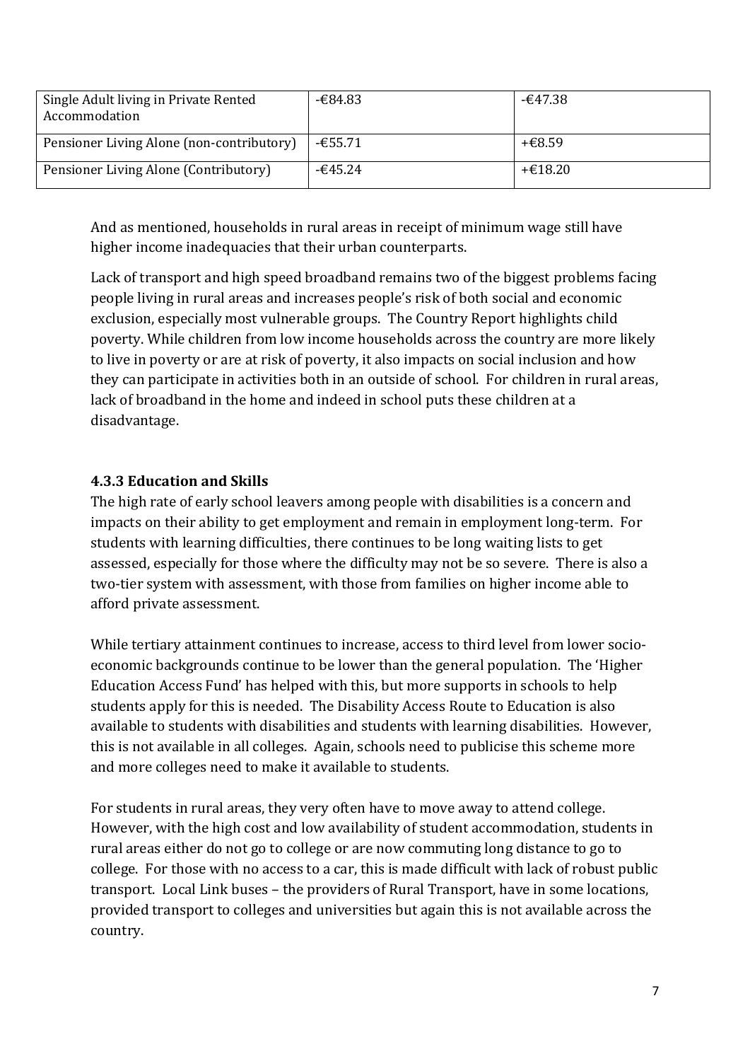| Single Adult living in Private Rented Accommodation | -€84.83 | -€47.38 |
|---|---|---|
| Pensioner Living Alone (non-contributory) | -€55.71 | +€8.59 |
| Pensioner Living Alone (Contributory) | -€45.24 | +€18.20 |

And as mentioned, households in rural areas in receipt of minimum wage still have higher income inadequacies that their urban counterparts.

Lack of transport and high speed broadband remains two of the biggest problems facing people living in rural areas and increases people's risk of both social and economic exclusion, especially most vulnerable groups. The Country Report highlights child poverty. While children from low income households across the country are more likely to live in poverty or are at risk of poverty, it also impacts on social inclusion and how they can participate in activities both in an outside of school. For children in rural areas, lack of broadband in the home and indeed in school puts these children at a disadvantage.

### 4.3.3 Education and Skills

The high rate of early school leavers among people with disabilities is a concern and impacts on their ability to get employment and remain in employment long-term. For students with learning difficulties, there continues to be long waiting lists to get assessed, especially for those where the difficulty may not be so severe. There is also a two-tier system with assessment, with those from families on higher income able to afford private assessment.

While tertiary attainment continues to increase, access to third level from lower socio-economic backgrounds continue to be lower than the general population. The 'Higher Education Access Fund' has helped with this, but more supports in schools to help students apply for this is needed. The Disability Access Route to Education is also available to students with disabilities and students with learning disabilities. However, this is not available in all colleges. Again, schools need to publicise this scheme more and more colleges need to make it available to students.

For students in rural areas, they very often have to move away to attend college. However, with the high cost and low availability of student accommodation, students in rural areas either do not go to college or are now commuting long distance to go to college. For those with no access to a car, this is made difficult with lack of robust public transport. Local Link buses – the providers of Rural Transport, have in some locations, provided transport to colleges and universities but again this is not available across the country.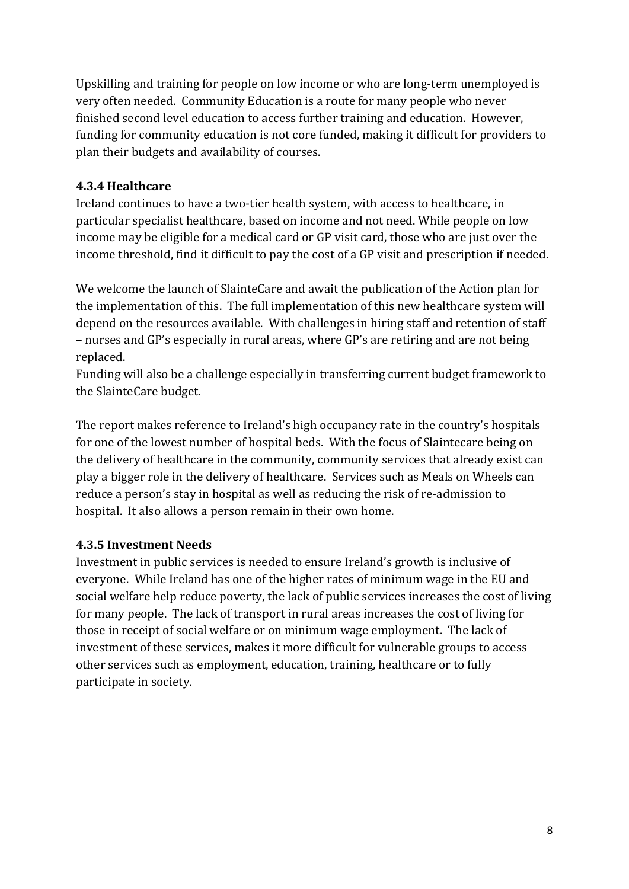Upskilling and training for people on low income or who are long-term unemployed is very often needed. Community Education is a route for many people who never finished second level education to access further training and education. However, funding for community education is not core funded, making it difficult for providers to plan their budgets and availability of courses.

#### 4.3.4 Healthcare

Ireland continues to have a two-tier health system, with access to healthcare, in particular specialist healthcare, based on income and not need. While people on low income may be eligible for a medical card or GP visit card, those who are just over the income threshold, find it difficult to pay the cost of a GP visit and prescription if needed.

We welcome the launch of SlainteCare and await the publication of the Action plan for the implementation of this. The full implementation of this new healthcare system will depend on the resources available. With challenges in hiring staff and retention of staff – nurses and GP's especially in rural areas, where GP's are retiring and are not being replaced.
Funding will also be a challenge especially in transferring current budget framework to the SlainteCare budget.

The report makes reference to Ireland's high occupancy rate in the country's hospitals for one of the lowest number of hospital beds. With the focus of Slaintecare being on the delivery of healthcare in the community, community services that already exist can play a bigger role in the delivery of healthcare. Services such as Meals on Wheels can reduce a person's stay in hospital as well as reducing the risk of re-admission to hospital. It also allows a person remain in their own home.

#### 4.3.5 Investment Needs

Investment in public services is needed to ensure Ireland's growth is inclusive of everyone. While Ireland has one of the higher rates of minimum wage in the EU and social welfare help reduce poverty, the lack of public services increases the cost of living for many people. The lack of transport in rural areas increases the cost of living for those in receipt of social welfare or on minimum wage employment. The lack of investment of these services, makes it more difficult for vulnerable groups to access other services such as employment, education, training, healthcare or to fully participate in society.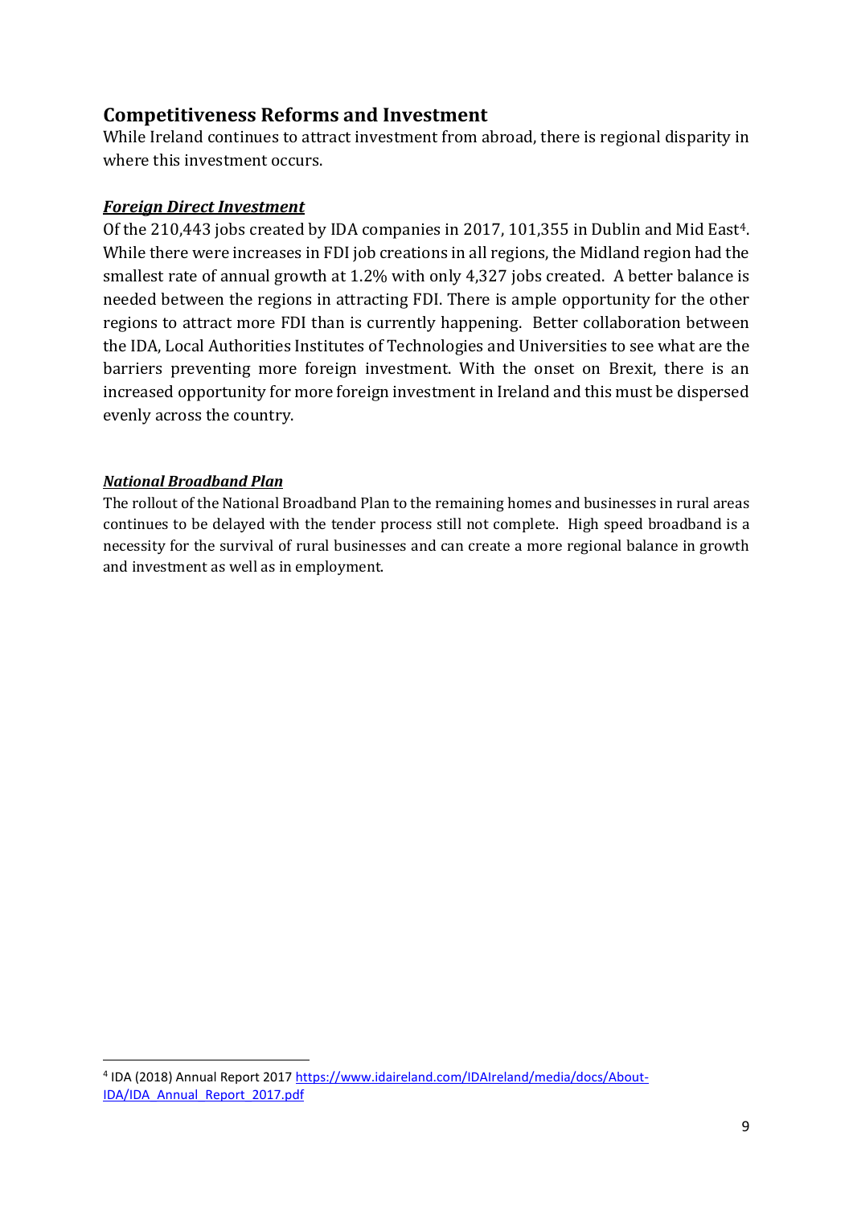## Competitiveness Reforms and Investment

While Ireland continues to attract investment from abroad, there is regional disparity in where this investment occurs.

### ***Foreign Direct Investment***

Of the 210,443 jobs created by IDA companies in 2017, 101,355 in Dublin and Mid East[4]. While there were increases in FDI job creations in all regions, the Midland region had the smallest rate of annual growth at 1.2% with only 4,327 jobs created. A better balance is needed between the regions in attracting FDI. There is ample opportunity for the other regions to attract more FDI than is currently happening. Better collaboration between the IDA, Local Authorities Institutes of Technologies and Universities to see what are the barriers preventing more foreign investment. With the onset on Brexit, there is an increased opportunity for more foreign investment in Ireland and this must be dispersed evenly across the country.

### ***National Broadband Plan***

The rollout of the National Broadband Plan to the remaining homes and businesses in rural areas continues to be delayed with the tender process still not complete. High speed broadband is a necessity for the survival of rural businesses and can create a more regional balance in growth and investment as well as in employment.

---

[4] IDA (2018) Annual Report 2017 https://www.idaireland.com/IDAIreland/media/docs/About-IDA/IDA_Annual_Report_2017.pdf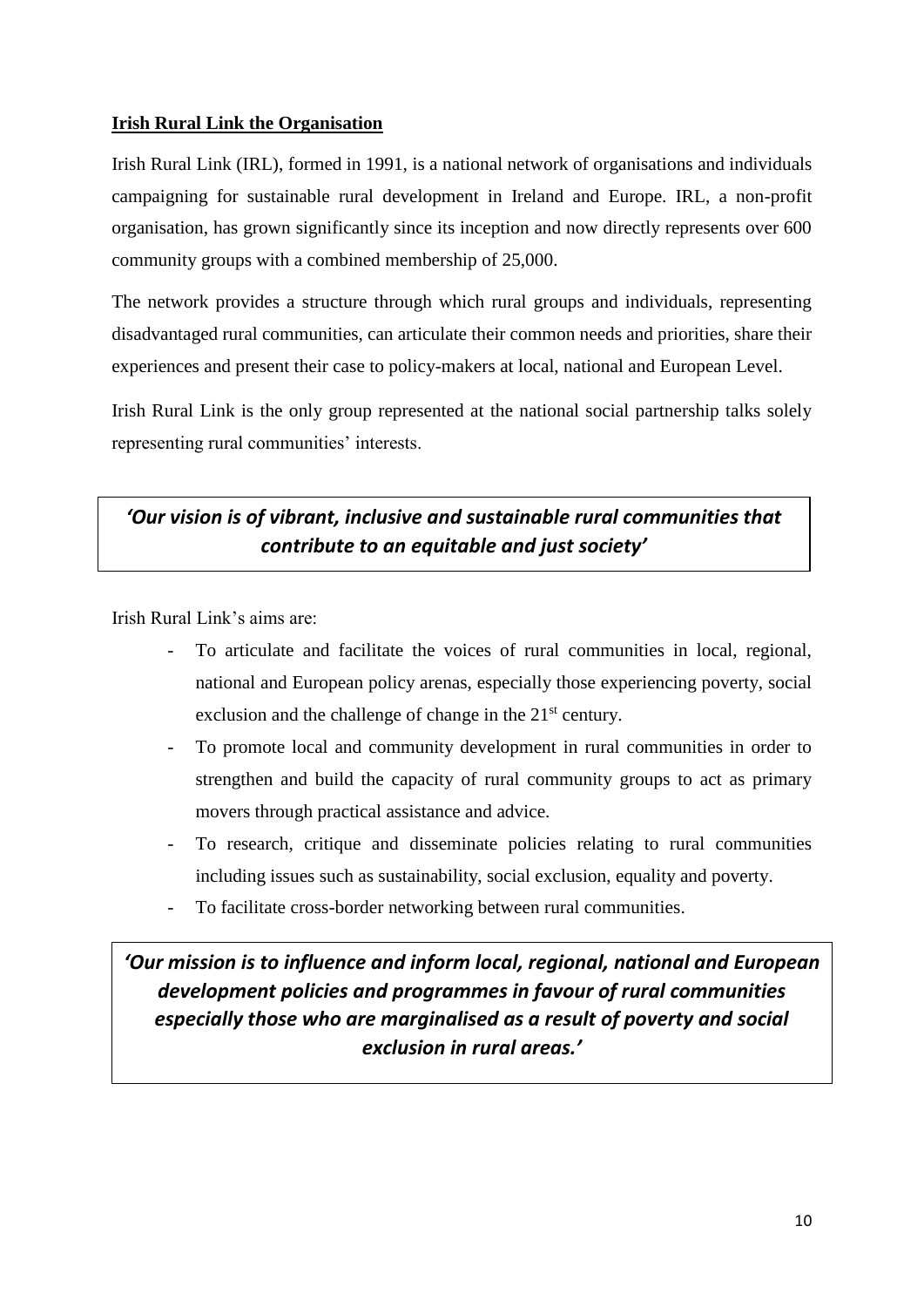## **Irish Rural Link the Organisation**

Irish Rural Link (IRL), formed in 1991, is a national network of organisations and individuals campaigning for sustainable rural development in Ireland and Europe. IRL, a non-profit organisation, has grown significantly since its inception and now directly represents over 600 community groups with a combined membership of 25,000.

The network provides a structure through which rural groups and individuals, representing disadvantaged rural communities, can articulate their common needs and priorities, share their experiences and present their case to policy-makers at local, national and European Level.

Irish Rural Link is the only group represented at the national social partnership talks solely representing rural communities' interests.

> ***'Our vision is of vibrant, inclusive and sustainable rural communities that contribute to an equitable and just society'***

Irish Rural Link's aims are:

- To articulate and facilitate the voices of rural communities in local, regional, national and European policy arenas, especially those experiencing poverty, social exclusion and the challenge of change in the 21st century.
- To promote local and community development in rural communities in order to strengthen and build the capacity of rural community groups to act as primary movers through practical assistance and advice.
- To research, critique and disseminate policies relating to rural communities including issues such as sustainability, social exclusion, equality and poverty.
- To facilitate cross-border networking between rural communities.

> ***'Our mission is to influence and inform local, regional, national and European development policies and programmes in favour of rural communities especially those who are marginalised as a result of poverty and social exclusion in rural areas.'***